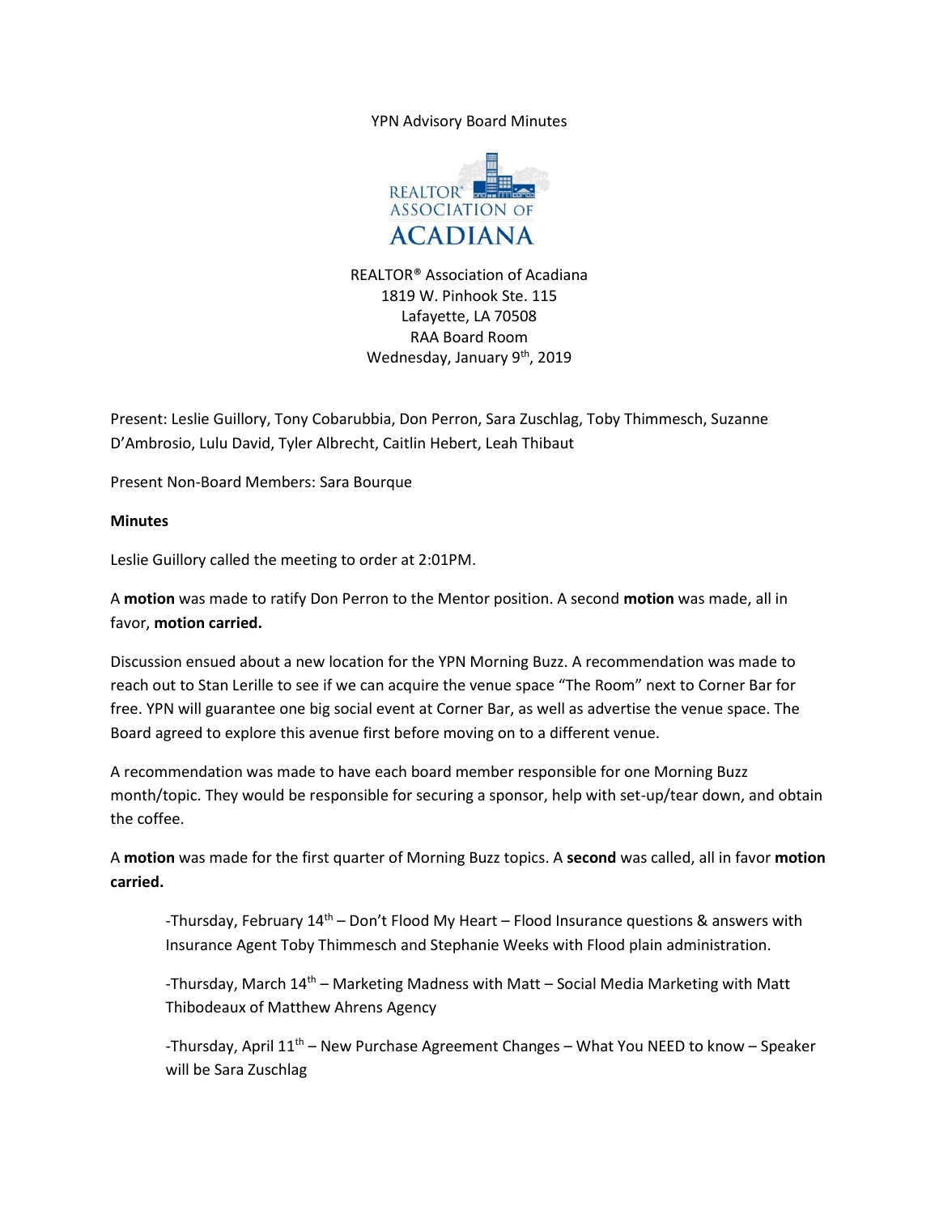YPN Advisory Board Minutes

REALTOR® Association of Acadiana
1819 W. Pinhook Ste. 115
Lafayette, LA 70508
RAA Board Room
Wednesday, January 9th, 2019

Present: Leslie Guillory, Tony Cobarubbia, Don Perron, Sara Zuschlag, Toby Thimmesch, Suzanne D'Ambrosio, Lulu David, Tyler Albrecht, Caitlin Hebert, Leah Thibaut

Present Non-Board Members: Sara Bourque

**Minutes**

Leslie Guillory called the meeting to order at 2:01PM.

A **motion** was made to ratify Don Perron to the Mentor position. A second **motion** was made, all in favor, **motion carried.**

Discussion ensued about a new location for the YPN Morning Buzz. A recommendation was made to reach out to Stan Lerille to see if we can acquire the venue space "The Room" next to Corner Bar for free. YPN will guarantee one big social event at Corner Bar, as well as advertise the venue space. The Board agreed to explore this avenue first before moving on to a different venue.

A recommendation was made to have each board member responsible for one Morning Buzz month/topic. They would be responsible for securing a sponsor, help with set-up/tear down, and obtain the coffee.

A **motion** was made for the first quarter of Morning Buzz topics. A **second** was called, all in favor **motion carried.**

-Thursday, February 14th – Don't Flood My Heart – Flood Insurance questions & answers with Insurance Agent Toby Thimmesch and Stephanie Weeks with Flood plain administration.

-Thursday, March 14th – Marketing Madness with Matt – Social Media Marketing with Matt Thibodeaux of Matthew Ahrens Agency

-Thursday, April 11th – New Purchase Agreement Changes – What You NEED to know – Speaker will be Sara Zuschlag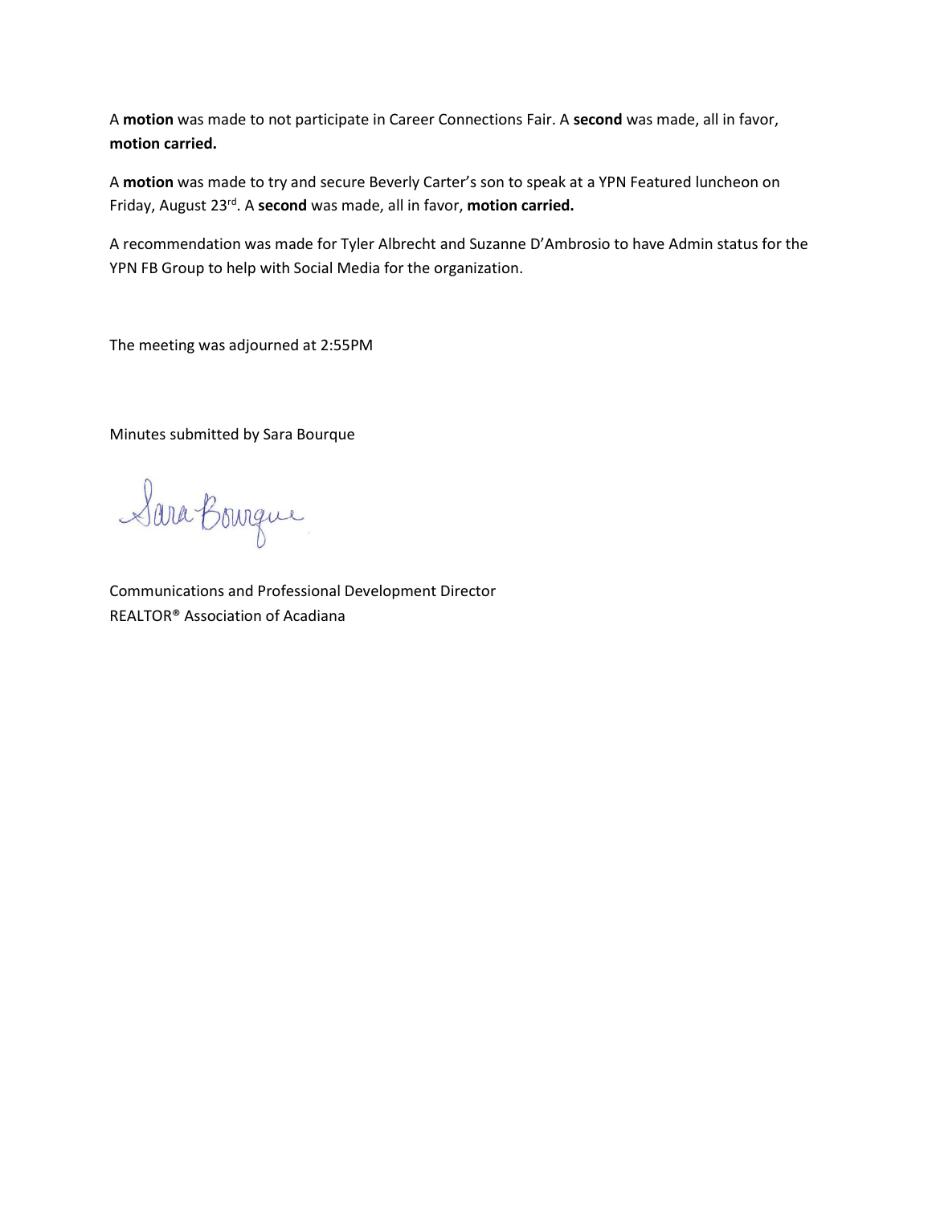A **motion** was made to not participate in Career Connections Fair. A **second** was made, all in favor, **motion carried.**

A **motion** was made to try and secure Beverly Carter's son to speak at a YPN Featured luncheon on Friday, August 23rd. A **second** was made, all in favor, **motion carried.**

A recommendation was made for Tyler Albrecht and Suzanne D'Ambrosio to have Admin status for the YPN FB Group to help with Social Media for the organization.

The meeting was adjourned at 2:55PM

Minutes submitted by Sara Bourque

Sara Bourque

Communications and Professional Development Director
REALTOR® Association of Acadiana